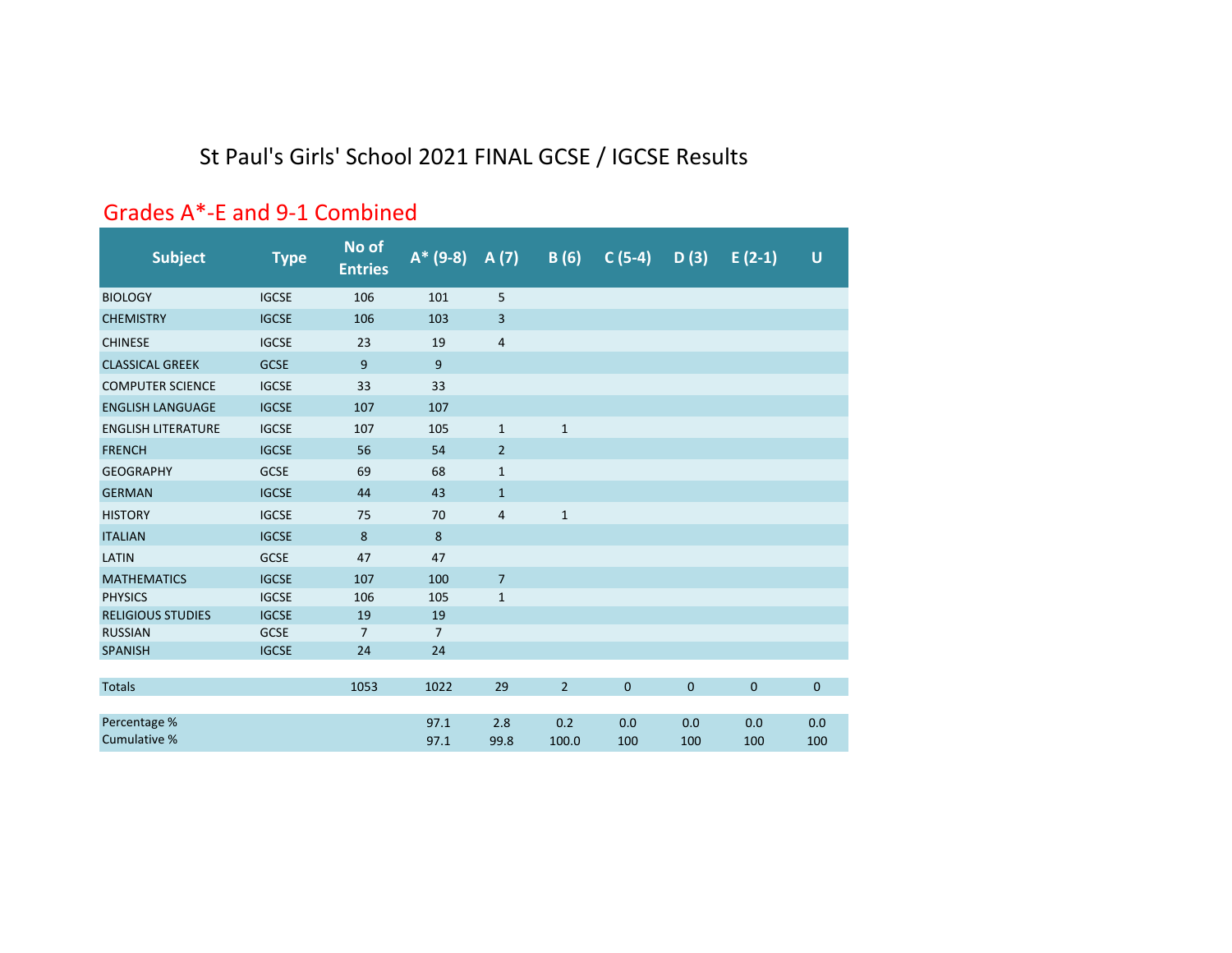# St Paul's Girls' School 2021 FINAL GCSE / IGCSE Results

## Grades A*-E and 9-1 Combined

| Subject | Type | No of Entries | A* (9-8) | A (7) | B (6) | C (5-4) | D (3) | E (2-1) | U |
|---|---|---|---|---|---|---|---|---|---|
| BIOLOGY | IGCSE | 106 | 101 | 5 | | | | | |
| CHEMISTRY | IGCSE | 106 | 103 | 3 | | | | | |
| CHINESE | IGCSE | 23 | 19 | 4 | | | | | |
| CLASSICAL GREEK | GCSE | 9 | 9 | | | | | | |
| COMPUTER SCIENCE | IGCSE | 33 | 33 | | | | | | |
| ENGLISH LANGUAGE | IGCSE | 107 | 107 | | | | | | |
| ENGLISH LITERATURE | IGCSE | 107 | 105 | 1 | 1 | | | | |
| FRENCH | IGCSE | 56 | 54 | 2 | | | | | |
| GEOGRAPHY | GCSE | 69 | 68 | 1 | | | | | |
| GERMAN | IGCSE | 44 | 43 | 1 | | | | | |
| HISTORY | IGCSE | 75 | 70 | 4 | 1 | | | | |
| ITALIAN | IGCSE | 8 | 8 | | | | | | |
| LATIN | GCSE | 47 | 47 | | | | | | |
| MATHEMATICS | IGCSE | 107 | 100 | 7 | | | | | |
| PHYSICS | IGCSE | 106 | 105 | 1 | | | | | |
| RELIGIOUS STUDIES | IGCSE | 19 | 19 | | | | | | |
| RUSSIAN | GCSE | 7 | 7 | | | | | | |
| SPANISH | IGCSE | 24 | 24 | | | | | | |
| | | | | | | | | | |
| Totals | | 1053 | 1022 | 29 | 2 | 0 | 0 | 0 | 0 |
| | | | | | | | | | |
| Percentage % | | | 97.1 | 2.8 | 0.2 | 0.0 | 0.0 | 0.0 | 0.0 |
| Cumulative % | | | 97.1 | 99.8 | 100.0 | 100 | 100 | 100 | 100 |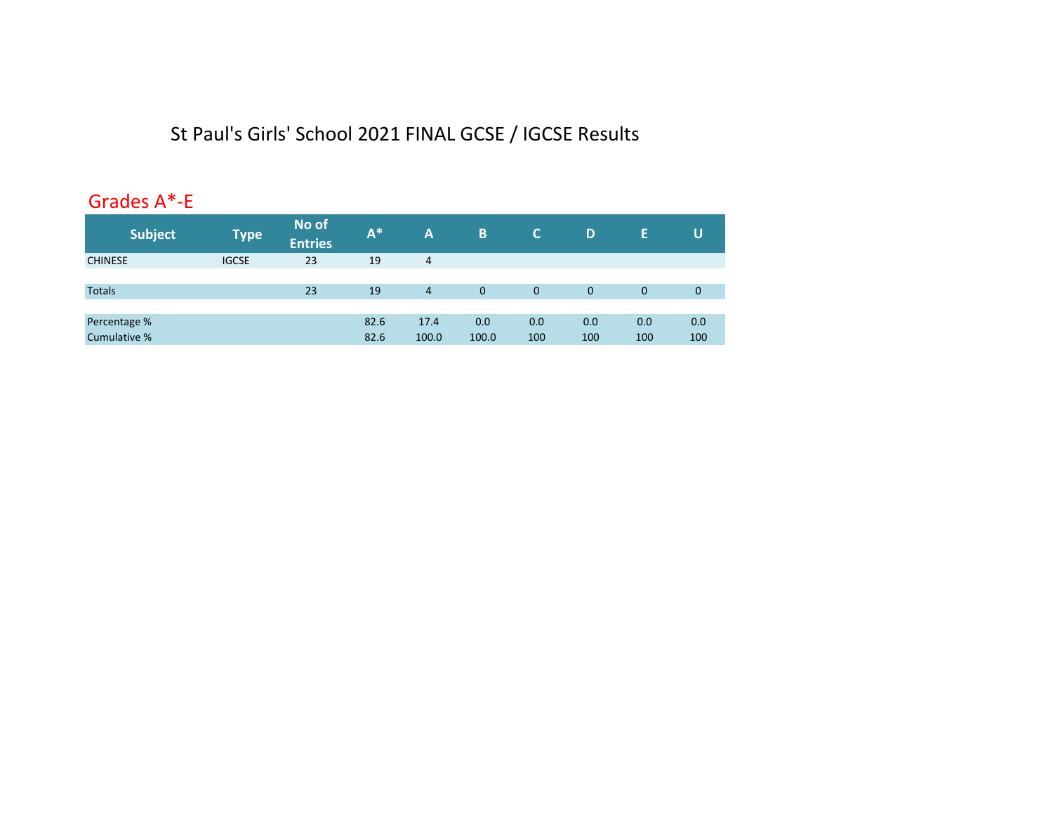# St Paul's Girls' School 2021 FINAL GCSE / IGCSE Results

## Grades A*-E

| Subject | Type | No of Entries | A* | A | B | C | D | E | U |
|---|---|---|---|---|---|---|---|---|---|
| CHINESE | IGCSE | 23 | 19 | 4 | | | | | |
| | | | | | | | | | |
| Totals | | 23 | 19 | 4 | 0 | 0 | 0 | 0 | 0 |
| | | | | | | | | | |
| Percentage % | | | 82.6 | 17.4 | 0.0 | 0.0 | 0.0 | 0.0 | 0.0 |
| Cumulative % | | | 82.6 | 100.0 | 100.0 | 100 | 100 | 100 | 100 |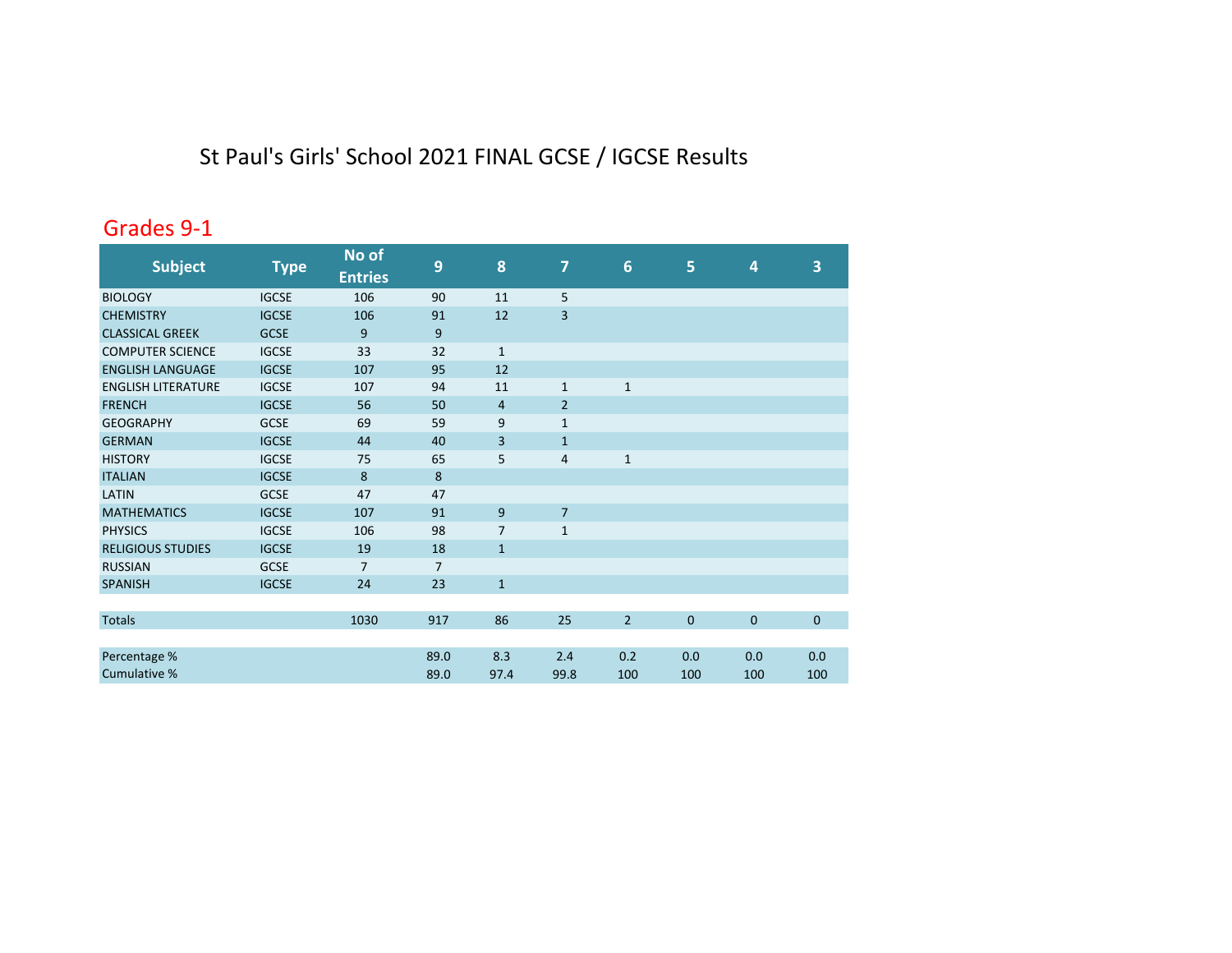# St Paul's Girls' School 2021 FINAL GCSE / IGCSE Results

## Grades 9-1

| Subject | Type | No of Entries | 9 | 8 | 7 | 6 | 5 | 4 | 3 |
|---|---|---|---|---|---|---|---|---|---|
| BIOLOGY | IGCSE | 106 | 90 | 11 | 5 | | | | |
| CHEMISTRY | IGCSE | 106 | 91 | 12 | 3 | | | | |
| CLASSICAL GREEK | GCSE | 9 | 9 | | | | | | |
| COMPUTER SCIENCE | IGCSE | 33 | 32 | 1 | | | | | |
| ENGLISH LANGUAGE | IGCSE | 107 | 95 | 12 | | | | | |
| ENGLISH LITERATURE | IGCSE | 107 | 94 | 11 | 1 | 1 | | | |
| FRENCH | IGCSE | 56 | 50 | 4 | 2 | | | | |
| GEOGRAPHY | GCSE | 69 | 59 | 9 | 1 | | | | |
| GERMAN | IGCSE | 44 | 40 | 3 | 1 | | | | |
| HISTORY | IGCSE | 75 | 65 | 5 | 4 | 1 | | | |
| ITALIAN | IGCSE | 8 | 8 | | | | | | |
| LATIN | GCSE | 47 | 47 | | | | | | |
| MATHEMATICS | IGCSE | 107 | 91 | 9 | 7 | | | | |
| PHYSICS | IGCSE | 106 | 98 | 7 | 1 | | | | |
| RELIGIOUS STUDIES | IGCSE | 19 | 18 | 1 | | | | | |
| RUSSIAN | GCSE | 7 | 7 | | | | | | |
| SPANISH | IGCSE | 24 | 23 | 1 | | | | | |
| | | | | | | | | | |
| Totals | | 1030 | 917 | 86 | 25 | 2 | 0 | 0 | 0 |
| | | | | | | | | | |
| Percentage % | | | 89.0 | 8.3 | 2.4 | 0.2 | 0.0 | 0.0 | 0.0 |
| Cumulative % | | | 89.0 | 97.4 | 99.8 | 100 | 100 | 100 | 100 |